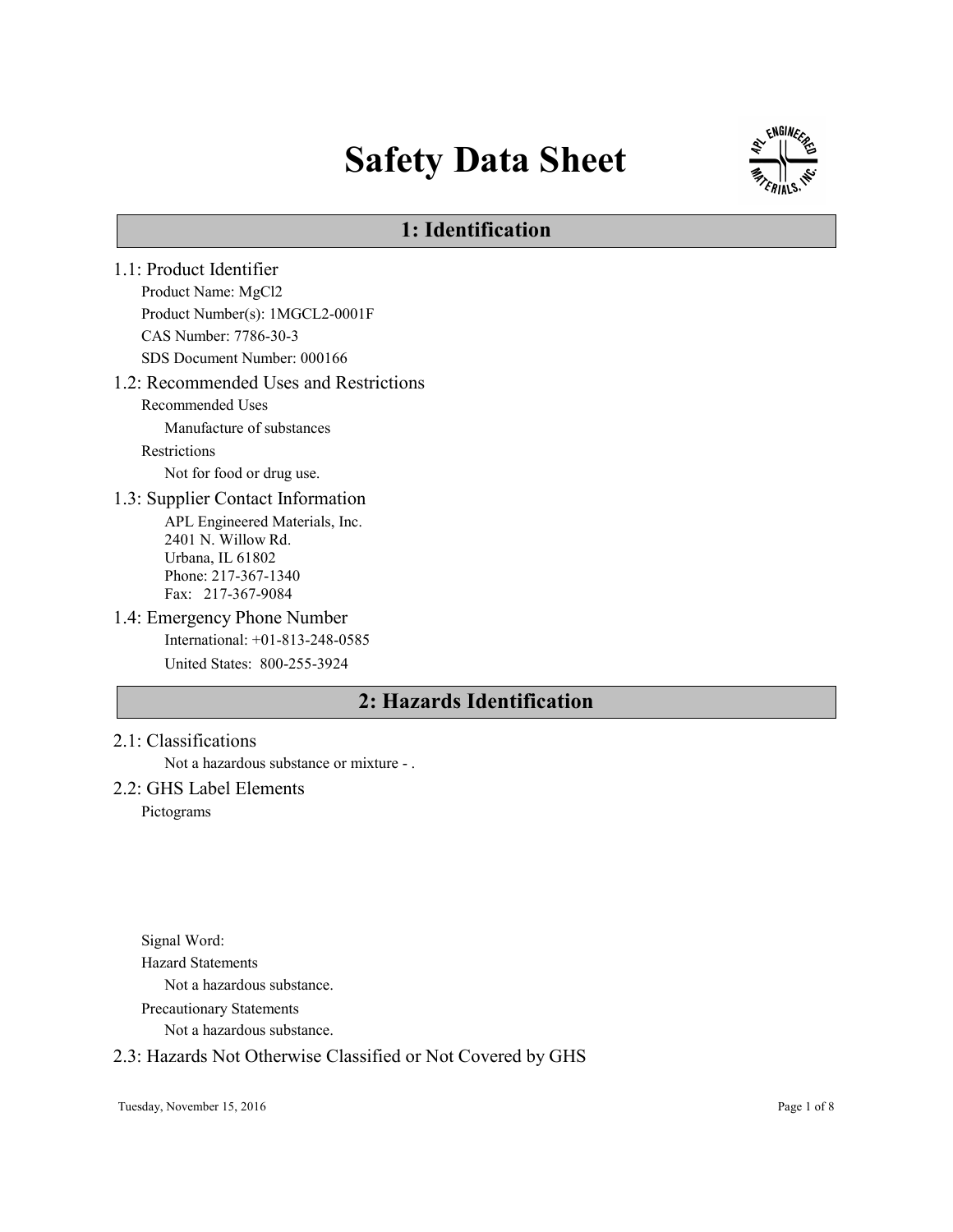# Safety Data Sheet

## 1: Identification

### 1.1: Product Identifier

Product Name: $MgCl_2$

Product Number(s): 1MGCL2-0001F

CAS Number: 7786-30-3

SDS Document Number: 000166

### 1.2: Recommended Uses and Restrictions

Recommended Uses

Manufacture of substances

Restrictions

Not for food or drug use.

### 1.3: Supplier Contact Information

APL Engineered Materials, Inc.
2401 N. Willow Rd.
Urbana, IL 61802
Phone: 217-367-1340
Fax: 217-367-9084

### 1.4: Emergency Phone Number

International: +01-813-248-0585

United States: 800-255-3924

## 2: Hazards Identification

### 2.1: Classifications

Not a hazardous substance or mixture - .

### 2.2: GHS Label Elements

Pictograms

Signal Word:

Hazard Statements

Not a hazardous substance.

Precautionary Statements

Not a hazardous substance.

### 2.3: Hazards Not Otherwise Classified or Not Covered by GHS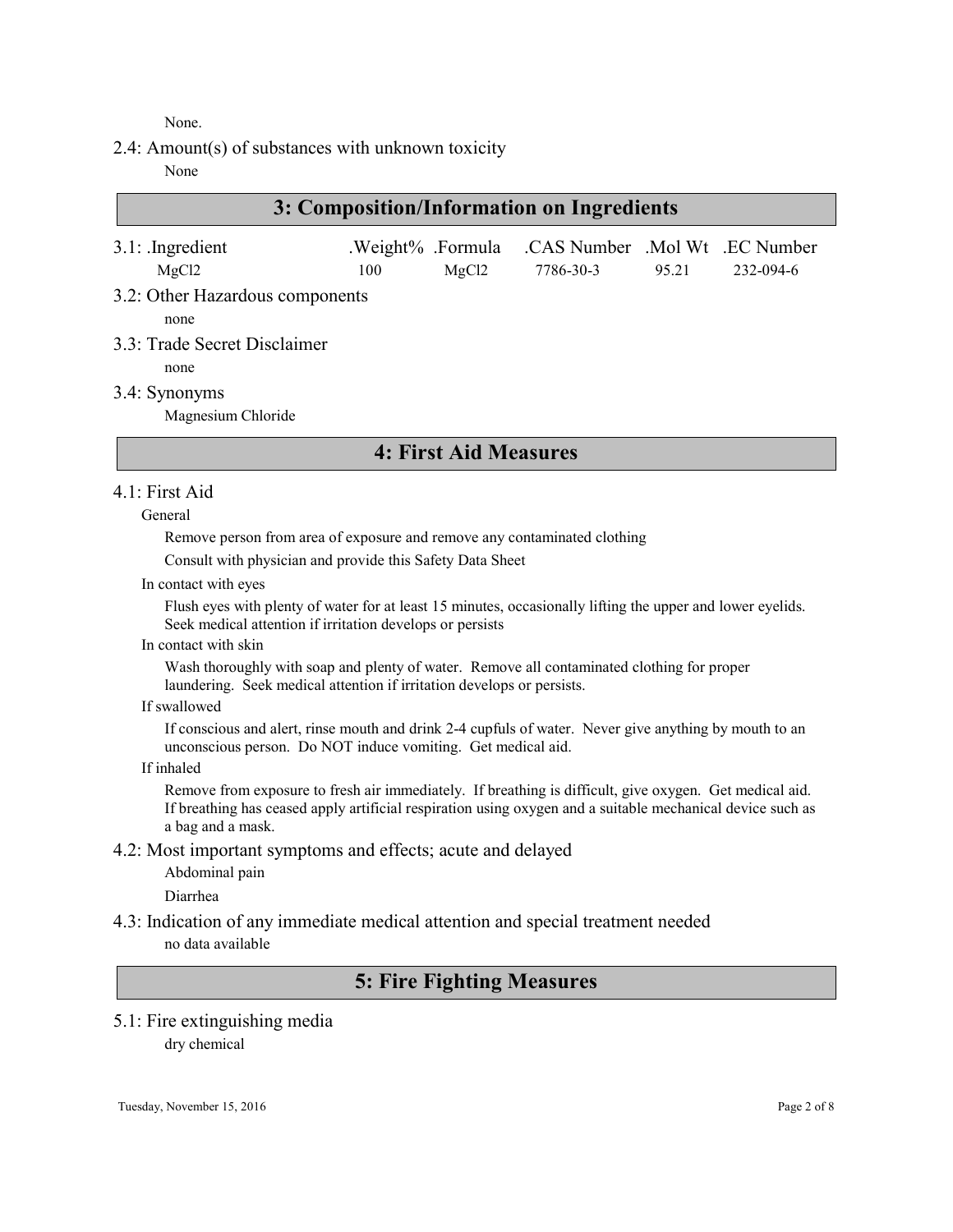None.

2.4: Amount(s) of substances with unknown toxicity

None

## 3: Composition/Information on Ingredients

3.1: .Ingredient

| .Ingredient | .Weight% | .Formula | .CAS Number | .Mol Wt | .EC Number |
|---|---|---|---|---|---|
| $MgCl_2$ | 100 | $MgCl_2$ | 7786-30-3 | 95.21 | 232-094-6 |

3.2: Other Hazardous components

none

3.3: Trade Secret Disclaimer

none

3.4: Synonyms

Magnesium Chloride

## 4: First Aid Measures

4.1: First Aid

General

Remove person from area of exposure and remove any contaminated clothing

Consult with physician and provide this Safety Data Sheet

In contact with eyes

Flush eyes with plenty of water for at least 15 minutes, occasionally lifting the upper and lower eyelids. Seek medical attention if irritation develops or persists

In contact with skin

Wash thoroughly with soap and plenty of water. Remove all contaminated clothing for proper laundering. Seek medical attention if irritation develops or persists.

If swallowed

If conscious and alert, rinse mouth and drink 2-4 cupfuls of water. Never give anything by mouth to an unconscious person. Do NOT induce vomiting. Get medical aid.

If inhaled

Remove from exposure to fresh air immediately. If breathing is difficult, give oxygen. Get medical aid. If breathing has ceased apply artificial respiration using oxygen and a suitable mechanical device such as a bag and a mask.

4.2: Most important symptoms and effects; acute and delayed

Abdominal pain

Diarrhea

4.3: Indication of any immediate medical attention and special treatment needed

no data available

## 5: Fire Fighting Measures

5.1: Fire extinguishing media

dry chemical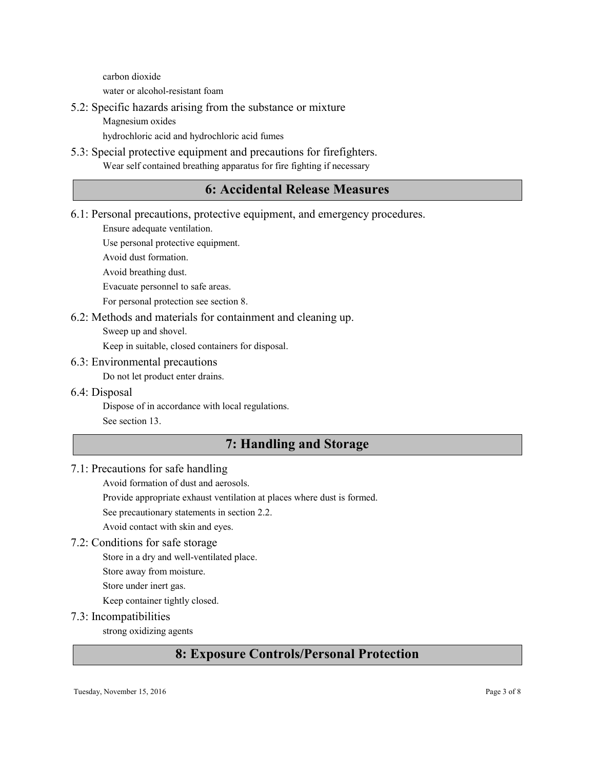carbon dioxide

water or alcohol-resistant foam

### 5.2: Specific hazards arising from the substance or mixture

Magnesium oxides

hydrochloric acid and hydrochloric acid fumes

### 5.3: Special protective equipment and precautions for firefighters.

Wear self contained breathing apparatus for fire fighting if necessary

## 6: Accidental Release Measures

### 6.1: Personal precautions, protective equipment, and emergency procedures.

Ensure adequate ventilation.

Use personal protective equipment.

Avoid dust formation.

Avoid breathing dust.

Evacuate personnel to safe areas.

For personal protection see section 8.

### 6.2: Methods and materials for containment and cleaning up.

Sweep up and shovel.

Keep in suitable, closed containers for disposal.

### 6.3: Environmental precautions

Do not let product enter drains.

### 6.4: Disposal

Dispose of in accordance with local regulations.

See section 13.

## 7: Handling and Storage

### 7.1: Precautions for safe handling

Avoid formation of dust and aerosols.

Provide appropriate exhaust ventilation at places where dust is formed.

See precautionary statements in section 2.2.

Avoid contact with skin and eyes.

### 7.2: Conditions for safe storage

Store in a dry and well-ventilated place.

Store away from moisture.

Store under inert gas.

Keep container tightly closed.

### 7.3: Incompatibilities

strong oxidizing agents

## 8: Exposure Controls/Personal Protection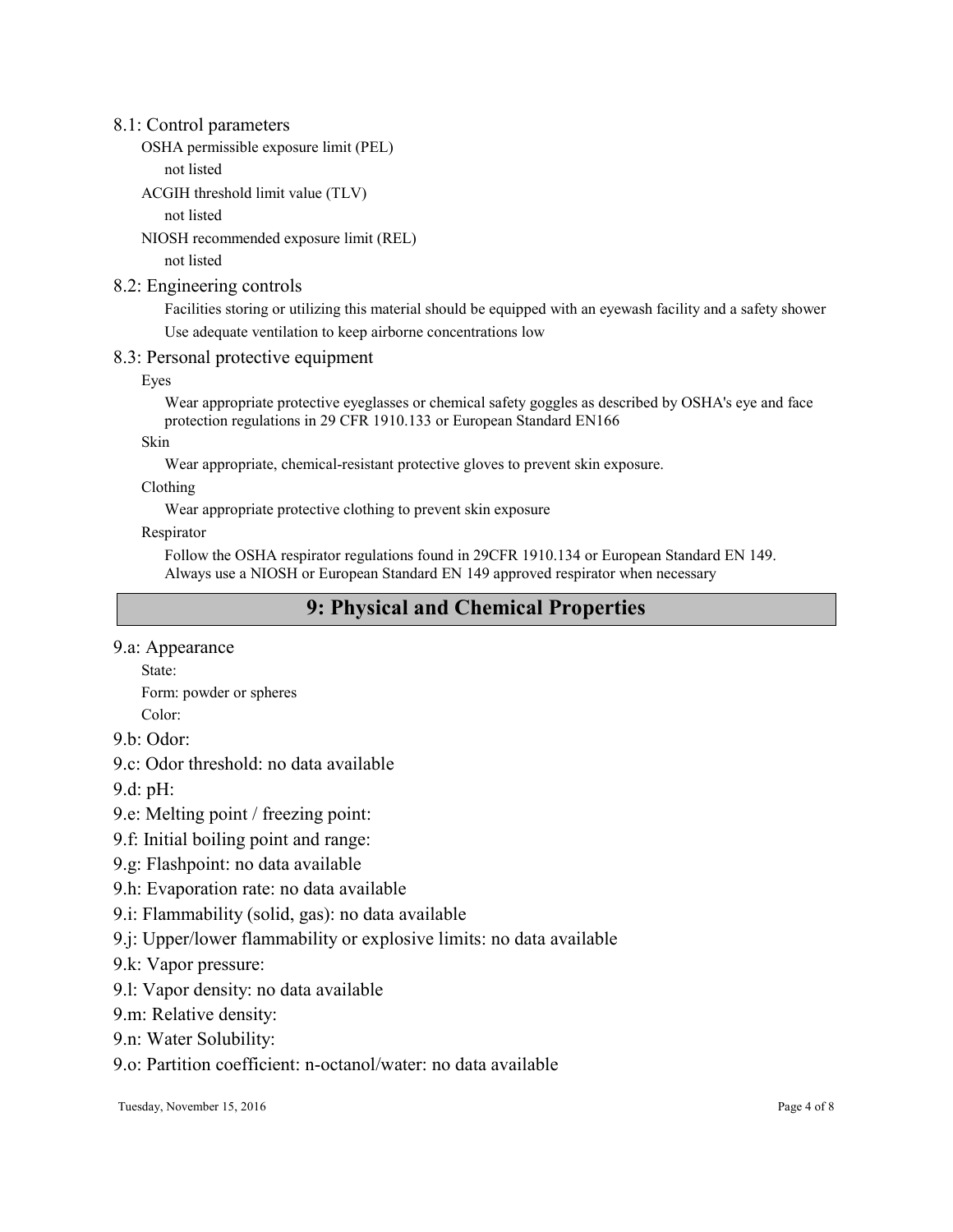### 8.1: Control parameters

OSHA permissible exposure limit (PEL)

not listed

ACGIH threshold limit value (TLV)

not listed

NIOSH recommended exposure limit (REL)

not listed

### 8.2: Engineering controls

Facilities storing or utilizing this material should be equipped with an eyewash facility and a safety shower

Use adequate ventilation to keep airborne concentrations low

### 8.3: Personal protective equipment

Eyes

Wear appropriate protective eyeglasses or chemical safety goggles as described by OSHA's eye and face protection regulations in 29 CFR 1910.133 or European Standard EN166

Skin

Wear appropriate, chemical-resistant protective gloves to prevent skin exposure.

Clothing

Wear appropriate protective clothing to prevent skin exposure

Respirator

Follow the OSHA respirator regulations found in 29CFR 1910.134 or European Standard EN 149.
Always use a NIOSH or European Standard EN 149 approved respirator when necessary

## 9: Physical and Chemical Properties

### 9.a: Appearance

State:

Form: powder or spheres

Color:

### 9.b: Odor:

### 9.c: Odor threshold: no data available

### 9.d: pH:

### 9.e: Melting point / freezing point:

### 9.f: Initial boiling point and range:

### 9.g: Flashpoint: no data available

### 9.h: Evaporation rate: no data available

### 9.i: Flammability (solid, gas): no data available

### 9.j: Upper/lower flammability or explosive limits: no data available

### 9.k: Vapor pressure:

### 9.l: Vapor density: no data available

### 9.m: Relative density:

### 9.n: Water Solubility:

### 9.o: Partition coefficient: n-octanol/water: no data available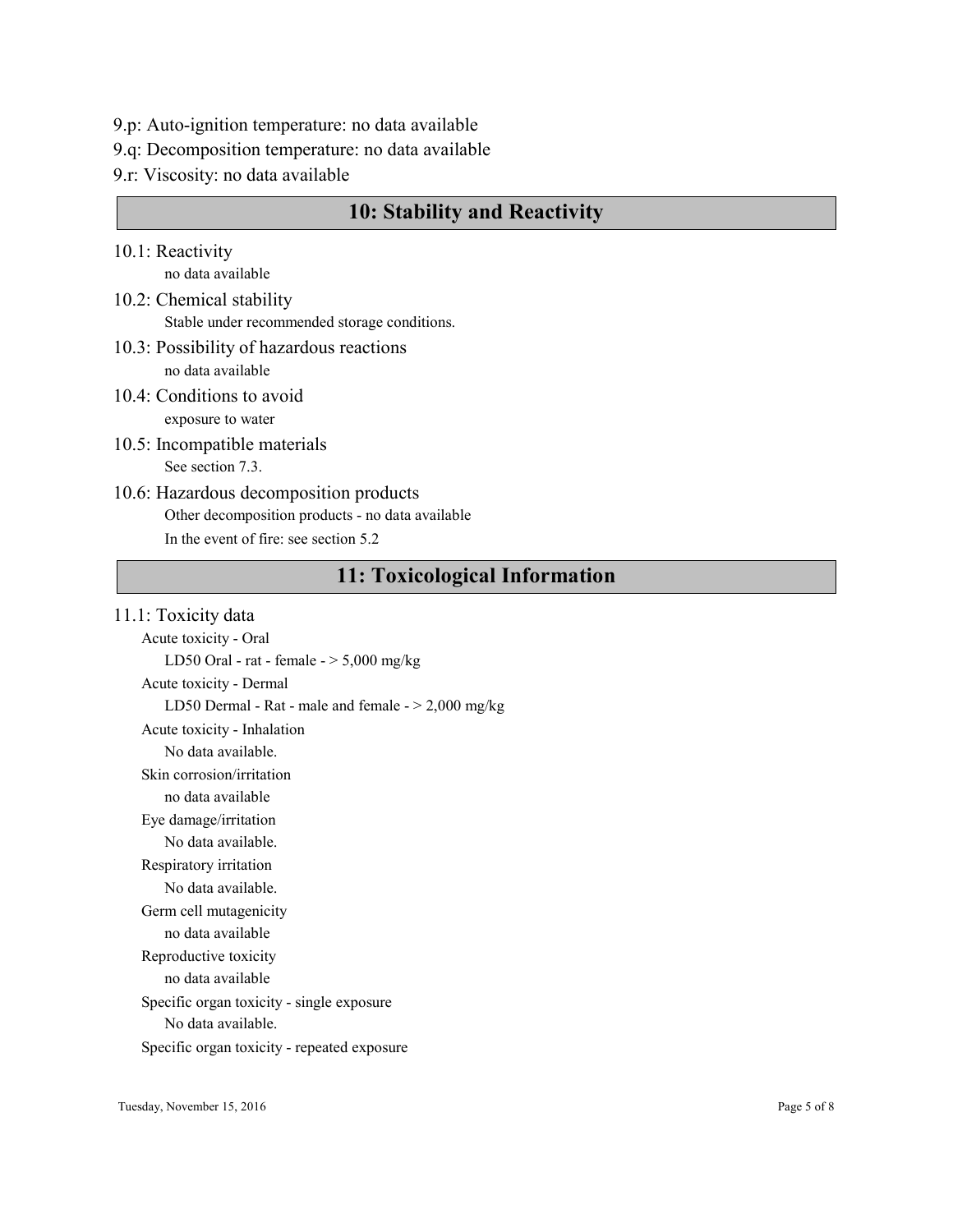9.p: Auto-ignition temperature: no data available

9.q: Decomposition temperature: no data available

9.r: Viscosity: no data available

## 10: Stability and Reactivity

10.1: Reactivity

no data available

10.2: Chemical stability

Stable under recommended storage conditions.

10.3: Possibility of hazardous reactions

no data available

10.4: Conditions to avoid

exposure to water

10.5: Incompatible materials

See section 7.3.

10.6: Hazardous decomposition products

Other decomposition products - no data available

In the event of fire: see section 5.2

## 11: Toxicological Information

11.1: Toxicity data

Acute toxicity - Oral

LD50 Oral - rat - female - > 5,000 mg/kg

Acute toxicity - Dermal

LD50 Dermal - Rat - male and female - > 2,000 mg/kg

Acute toxicity - Inhalation

No data available.

Skin corrosion/irritation

no data available

Eye damage/irritation

No data available.

Respiratory irritation

No data available.

Germ cell mutagenicity

no data available

Reproductive toxicity

no data available

Specific organ toxicity - single exposure

No data available.

Specific organ toxicity - repeated exposure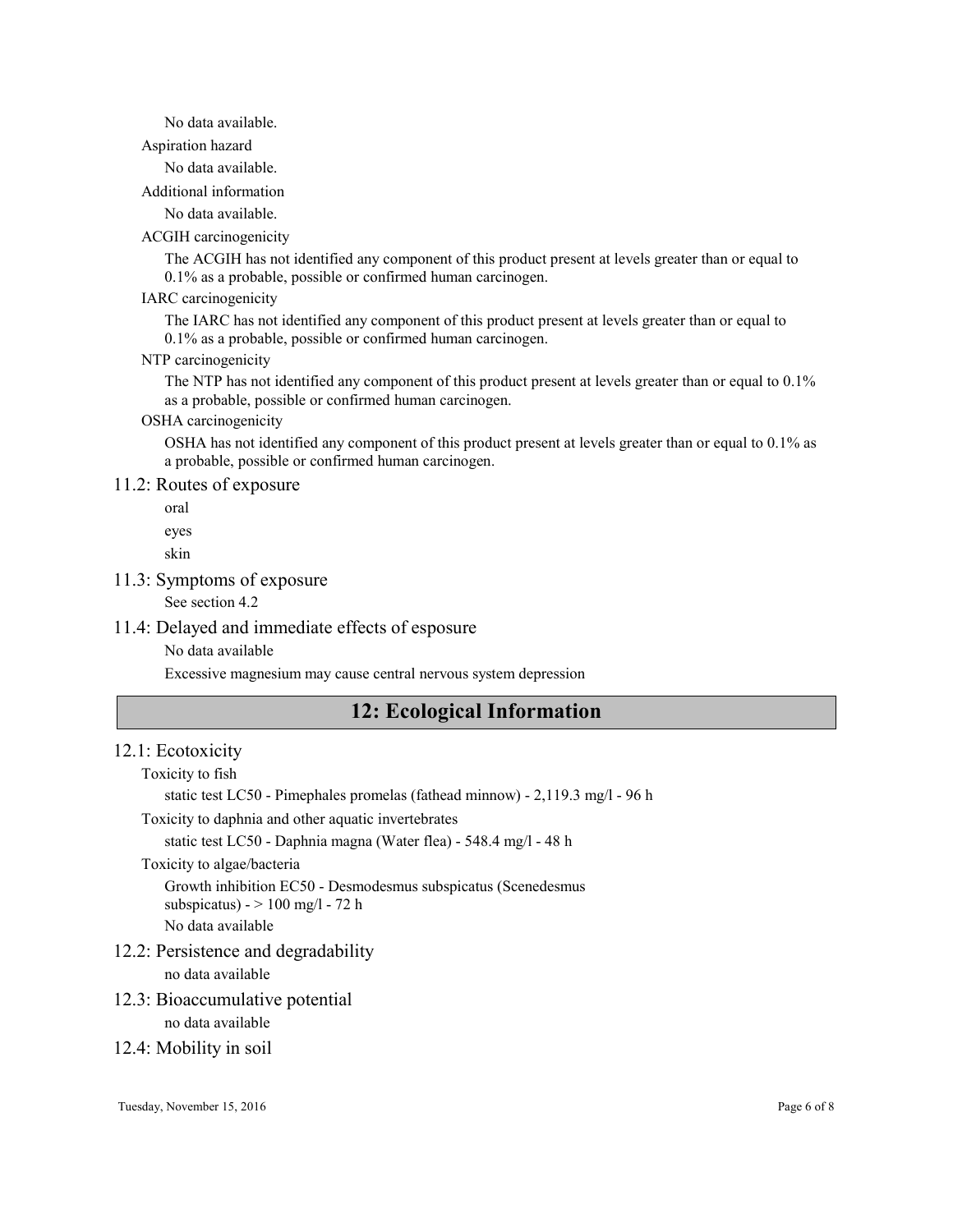No data available.

Aspiration hazard

No data available.

Additional information

No data available.

ACGIH carcinogenicity

The ACGIH has not identified any component of this product present at levels greater than or equal to 0.1% as a probable, possible or confirmed human carcinogen.

IARC carcinogenicity

The IARC has not identified any component of this product present at levels greater than or equal to 0.1% as a probable, possible or confirmed human carcinogen.

NTP carcinogenicity

The NTP has not identified any component of this product present at levels greater than or equal to 0.1% as a probable, possible or confirmed human carcinogen.

OSHA carcinogenicity

OSHA has not identified any component of this product present at levels greater than or equal to 0.1% as a probable, possible or confirmed human carcinogen.

### 11.2: Routes of exposure

oral

eyes

skin

### 11.3: Symptoms of exposure

See section 4.2

### 11.4: Delayed and immediate effects of esposure

No data available

Excessive magnesium may cause central nervous system depression

## 12: Ecological Information

### 12.1: Ecotoxicity

Toxicity to fish

static test LC50 - Pimephales promelas (fathead minnow) - 2,119.3 mg/l - 96 h

Toxicity to daphnia and other aquatic invertebrates

static test LC50 - Daphnia magna (Water flea) - 548.4 mg/l - 48 h

Toxicity to algae/bacteria

Growth inhibition EC50 - Desmodesmus subspicatus (Scenedesmus subspicatus) - > 100 mg/l - 72 h

No data available

### 12.2: Persistence and degradability

no data available

### 12.3: Bioaccumulative potential

no data available

### 12.4: Mobility in soil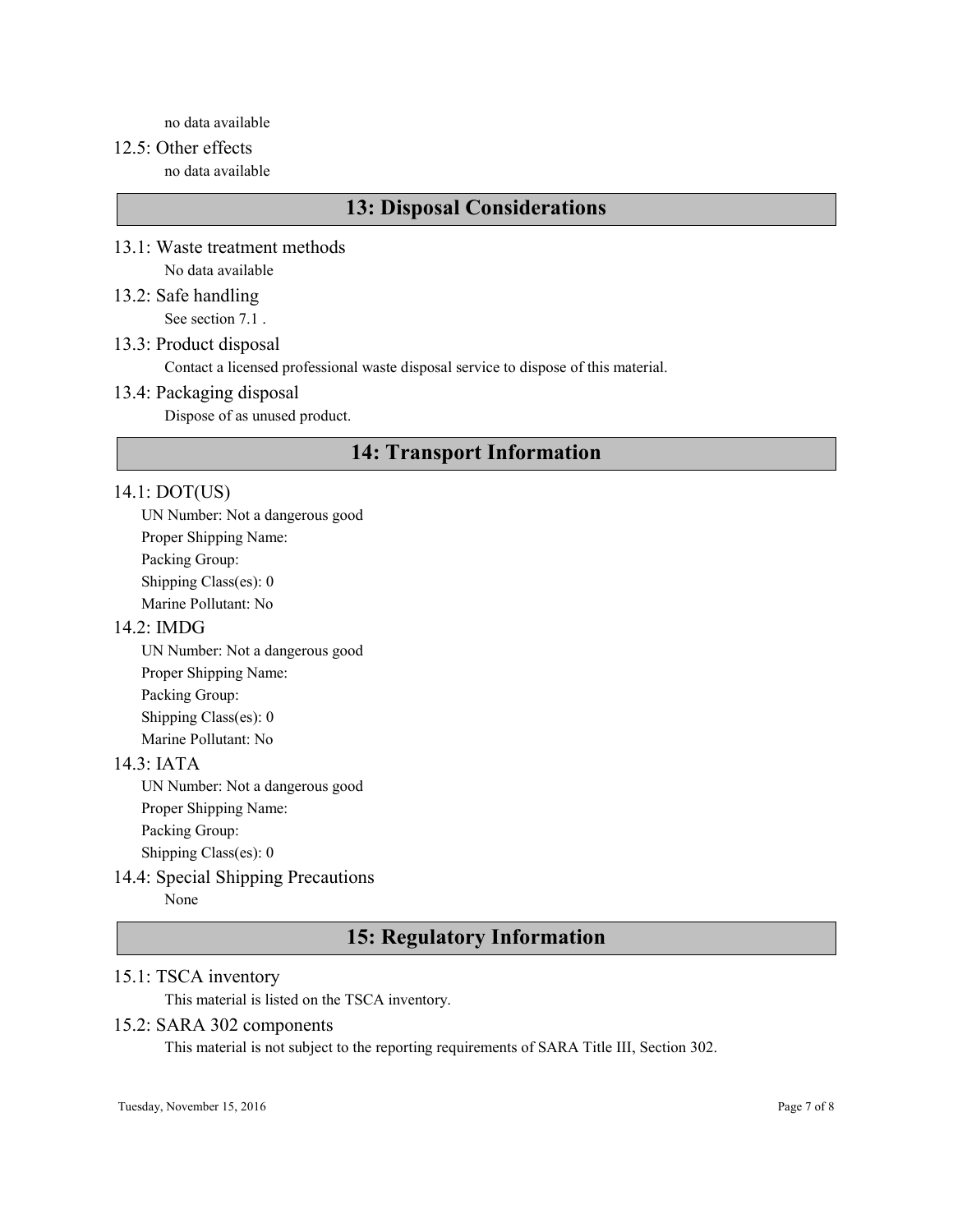no data available

### 12.5: Other effects

no data available

## 13: Disposal Considerations

### 13.1: Waste treatment methods

No data available

### 13.2: Safe handling

See section 7.1 .

### 13.3: Product disposal

Contact a licensed professional waste disposal service to dispose of this material.

### 13.4: Packaging disposal

Dispose of as unused product.

## 14: Transport Information

### 14.1: DOT(US)

UN Number: Not a dangerous good
Proper Shipping Name:
Packing Group:
Shipping Class(es): 0
Marine Pollutant: No

### 14.2: IMDG

UN Number: Not a dangerous good
Proper Shipping Name:
Packing Group:
Shipping Class(es): 0
Marine Pollutant: No

### 14.3: IATA

UN Number: Not a dangerous good
Proper Shipping Name:
Packing Group:
Shipping Class(es): 0

### 14.4: Special Shipping Precautions

None

## 15: Regulatory Information

### 15.1: TSCA inventory

This material is listed on the TSCA inventory.

### 15.2: SARA 302 components

This material is not subject to the reporting requirements of SARA Title III, Section 302.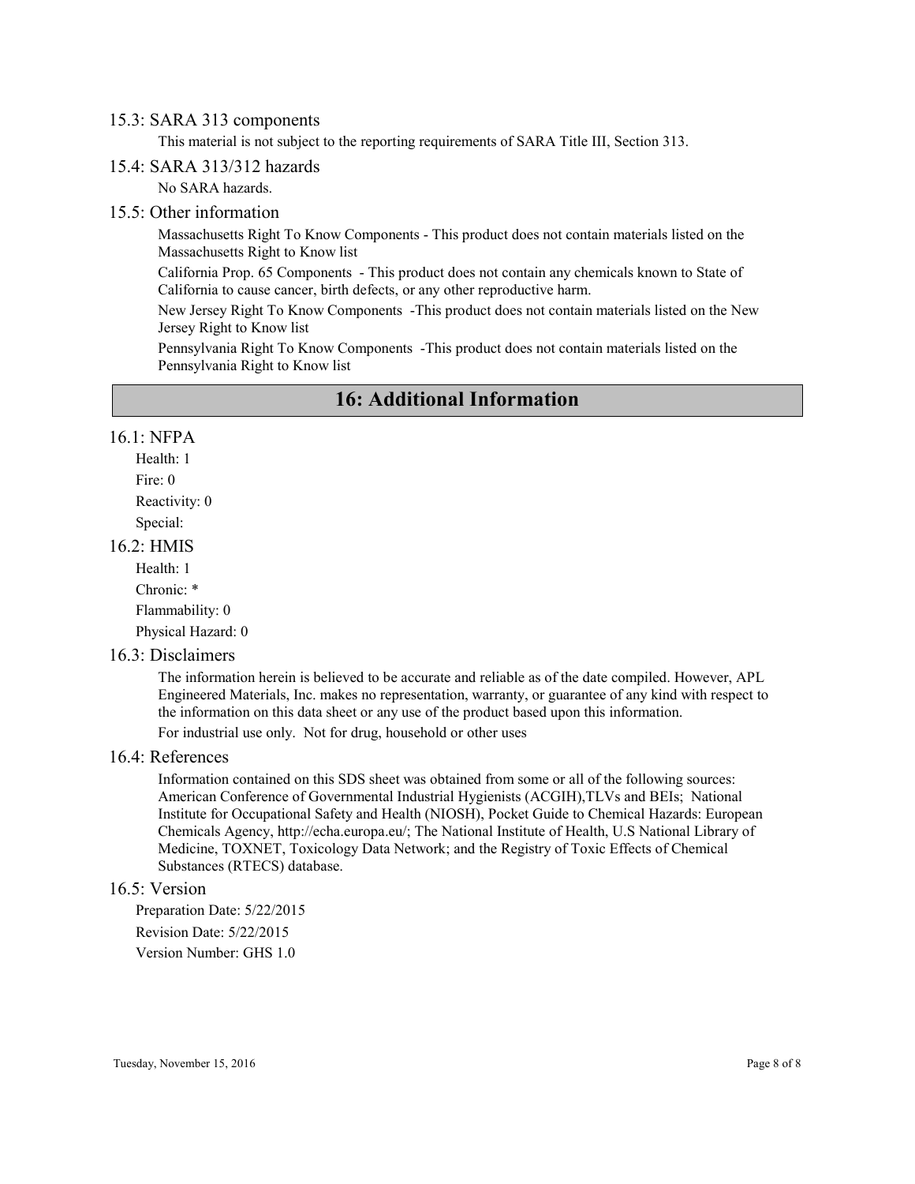### 15.3: SARA 313 components

This material is not subject to the reporting requirements of SARA Title III, Section 313.

### 15.4: SARA 313/312 hazards

No SARA hazards.

### 15.5: Other information

Massachusetts Right To Know Components - This product does not contain materials listed on the Massachusetts Right to Know list

California Prop. 65 Components - This product does not contain any chemicals known to State of California to cause cancer, birth defects, or any other reproductive harm.

New Jersey Right To Know Components -This product does not contain materials listed on the New Jersey Right to Know list

Pennsylvania Right To Know Components -This product does not contain materials listed on the Pennsylvania Right to Know list

## 16: Additional Information

### 16.1: NFPA

Health: 1

Fire: 0

Reactivity: 0

Special:

### 16.2: HMIS

Health: 1

Chronic: *

Flammability: 0

Physical Hazard: 0

### 16.3: Disclaimers

The information herein is believed to be accurate and reliable as of the date compiled. However, APL Engineered Materials, Inc. makes no representation, warranty, or guarantee of any kind with respect to the information on this data sheet or any use of the product based upon this information.

For industrial use only. Not for drug, household or other uses

### 16.4: References

Information contained on this SDS sheet was obtained from some or all of the following sources: American Conference of Governmental Industrial Hygienists (ACGIH),TLVs and BEIs; National Institute for Occupational Safety and Health (NIOSH), Pocket Guide to Chemical Hazards: European Chemicals Agency, http://echa.europa.eu/; The National Institute of Health, U.S National Library of Medicine, TOXNET, Toxicology Data Network; and the Registry of Toxic Effects of Chemical Substances (RTECS) database.

### 16.5: Version

Preparation Date: 5/22/2015

Revision Date: 5/22/2015

Version Number: GHS 1.0